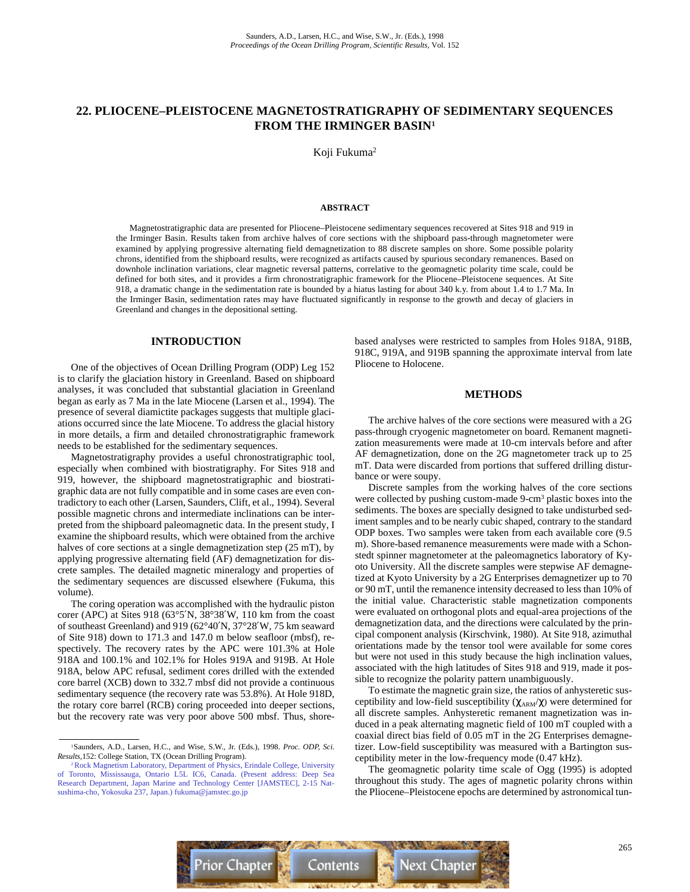# 22. PLIOCENE–PLEISTOCENE MAGNETOSTRATIGRAPHY OF SEDIMENTARY SEQUENCES FROM THE IRMINGER BASIN[1]

Koji Fukuma[2]

## ABSTRACT

Magnetostratigraphic data are presented for Pliocene–Pleistocene sedimentary sequences recovered at Sites 918 and 919 in the Irminger Basin. Results taken from archive halves of core sections with the shipboard pass-through magnetometer were examined by applying progressive alternating field demagnetization to 88 discrete samples on shore. Some possible polarity chrons, identified from the shipboard results, were recognized as artifacts caused by spurious secondary remanences. Based on downhole inclination variations, clear magnetic reversal patterns, correlative to the geomagnetic polarity time scale, could be defined for both sites, and it provides a firm chronostratigraphic framework for the Pliocene–Pleistocene sequences. At Site 918, a dramatic change in the sedimentation rate is bounded by a hiatus lasting for about 340 k.y. from about 1.4 to 1.7 Ma. In the Irminger Basin, sedimentation rates may have fluctuated significantly in response to the growth and decay of glaciers in Greenland and changes in the depositional setting.

## INTRODUCTION

One of the objectives of Ocean Drilling Program (ODP) Leg 152 is to clarify the glaciation history in Greenland. Based on shipboard analyses, it was concluded that substantial glaciation in Greenland began as early as 7 Ma in the late Miocene (Larsen et al., 1994). The presence of several diamictite packages suggests that multiple glaciations occurred since the late Miocene. To address the glacial history in more details, a firm and detailed chronostratigraphic framework needs to be established for the sedimentary sequences.

Magnetostratigraphy provides a useful chronostratigraphic tool, especially when combined with biostratigraphy. For Sites 918 and 919, however, the shipboard magnetostratigraphic and biostratigraphic data are not fully compatible and in some cases are even contradictory to each other (Larsen, Saunders, Clift, et al., 1994). Several possible magnetic chrons and intermediate inclinations can be interpreted from the shipboard paleomagnetic data. In the present study, I examine the shipboard results, which were obtained from the archive halves of core sections at a single demagnetization step (25 mT), by applying progressive alternating field (AF) demagnetization for discrete samples. The detailed magnetic mineralogy and properties of the sedimentary sequences are discussed elsewhere (Fukuma, this volume).

The coring operation was accomplished with the hydraulic piston corer (APC) at Sites 918 (63°5′N, 38°38′W, 110 km from the coast of southeast Greenland) and 919 (62°40′N, 37°28′W, 75 km seaward of Site 918) down to 171.3 and 147.0 m below seafloor (mbsf), respectively. The recovery rates by the APC were 101.3% at Hole 918A and 100.1% and 102.1% for Holes 919A and 919B. At Hole 918A, below APC refusal, sediment cores drilled with the extended core barrel (XCB) down to 332.7 mbsf did not provide a continuous sedimentary sequence (the recovery rate was 53.8%). At Hole 918D, the rotary core barrel (RCB) coring proceeded into deeper sections, but the recovery rate was very poor above 500 mbsf. Thus, shore-based analyses were restricted to samples from Holes 918A, 918B, 918C, 919A, and 919B spanning the approximate interval from late Pliocene to Holocene.

## METHODS

The archive halves of the core sections were measured with a 2G pass-through cryogenic magnetometer on board. Remanent magnetization measurements were made at 10-cm intervals before and after AF demagnetization, done on the 2G magnetometer track up to 25 mT. Data were discarded from portions that suffered drilling disturbance or were soupy.

Discrete samples from the working halves of the core sections were collected by pushing custom-made 9-cm$^3$ plastic boxes into the sediments. The boxes are specially designed to take undisturbed sediment samples and to be nearly cubic shaped, contrary to the standard ODP boxes. Two samples were taken from each available core (9.5 m). Shore-based remanence measurements were made with a Schonstedt spinner magnetometer at the paleomagnetics laboratory of Kyoto University. All the discrete samples were stepwise AF demagnetized at Kyoto University by a 2G Enterprises demagnetizer up to 70 or 90 mT, until the remanence intensity decreased to less than 10% of the initial value. Characteristic stable magnetization components were evaluated on orthogonal plots and equal-area projections of the demagnetization data, and the directions were calculated by the principal component analysis (Kirschvink, 1980). At Site 918, azimuthal orientations made by the tensor tool were available for some cores but were not used in this study because the high inclination values, associated with the high latitudes of Sites 918 and 919, made it possible to recognize the polarity pattern unambiguously.

To estimate the magnetic grain size, the ratios of anhysteretic susceptibility and low-field susceptibility ($\chi_{ARM}/\chi$) were determined for all discrete samples. Anhysteretic remanent magnetization was induced in a peak alternating magnetic field of 100 mT coupled with a coaxial direct bias field of 0.05 mT in the 2G Enterprises demagnetizer. Low-field susceptibility was measured with a Bartington susceptibility meter in the low-frequency mode (0.47 kHz).

The geomagnetic polarity time scale of Ogg (1995) is adopted throughout this study. The ages of magnetic polarity chrons within the Pliocene–Pleistocene epochs are determined by astronomical tun-

---

[1]Saunders, A.D., Larsen, H.C., and Wise, S.W., Jr. (Eds.), 1998. *Proc. ODP, Sci. Results,*152: College Station, TX (Ocean Drilling Program).

[2]Rock Magnetism Laboratory, Department of Physics, Erindale College, University of Toronto, Mississauga, Ontario L5L 1C6, Canada. (Present address: Deep Sea Research Department, Japan Marine and Technology Center [JAMSTEC], 2-15 Natsushima-cho, Yokosuka 237, Japan.) fukuma@jamstec.go.jp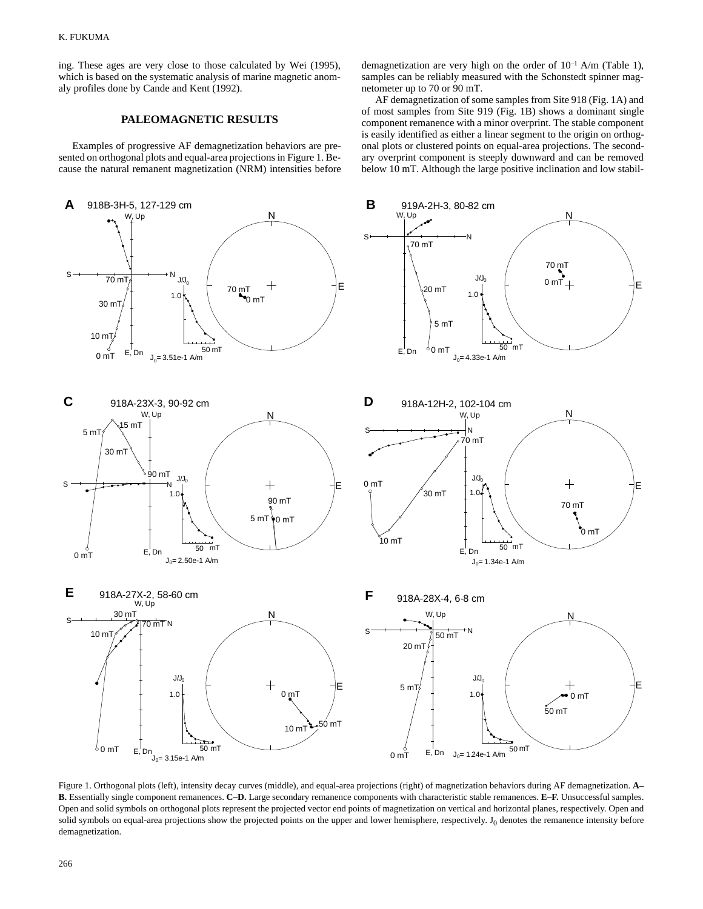ing. These ages are very close to those calculated by Wei (1995), which is based on the systematic analysis of marine magnetic anomaly profiles done by Cande and Kent (1992).

## PALEOMAGNETIC RESULTS

Examples of progressive AF demagnetization behaviors are presented on orthogonal plots and equal-area projections in Figure 1. Because the natural remanent magnetization (NRM) intensities before demagnetization are very high on the order of $10^{-1}$ A/m (Table 1), samples can be reliably measured with the Schonstedt spinner magnetometer up to 70 or 90 mT.

AF demagnetization of some samples from Site 918 (Fig. 1A) and of most samples from Site 919 (Fig. 1B) shows a dominant single component remanence with a minor overprint. The stable component is easily identified as either a linear segment to the origin on orthogonal plots or clustered points on equal-area projections. The secondary overprint component is steeply downward and can be removed below 10 mT. Although the large positive inclination and low stabil-

Figure 1. Orthogonal plots (left), intensity decay curves (middle), and equal-area projections (right) of magnetization behaviors during AF demagnetization. **A–B.** Essentially single component remanences. **C–D.** Large secondary remanence components with characteristic stable remanences. **E–F.** Unsuccessful samples. Open and solid symbols on orthogonal plots represent the projected vector end points of magnetization on vertical and horizontal planes, respectively. Open and solid symbols on equal-area projections show the projected points on the upper and lower hemisphere, respectively. $J_0$ denotes the remanence intensity before demagnetization.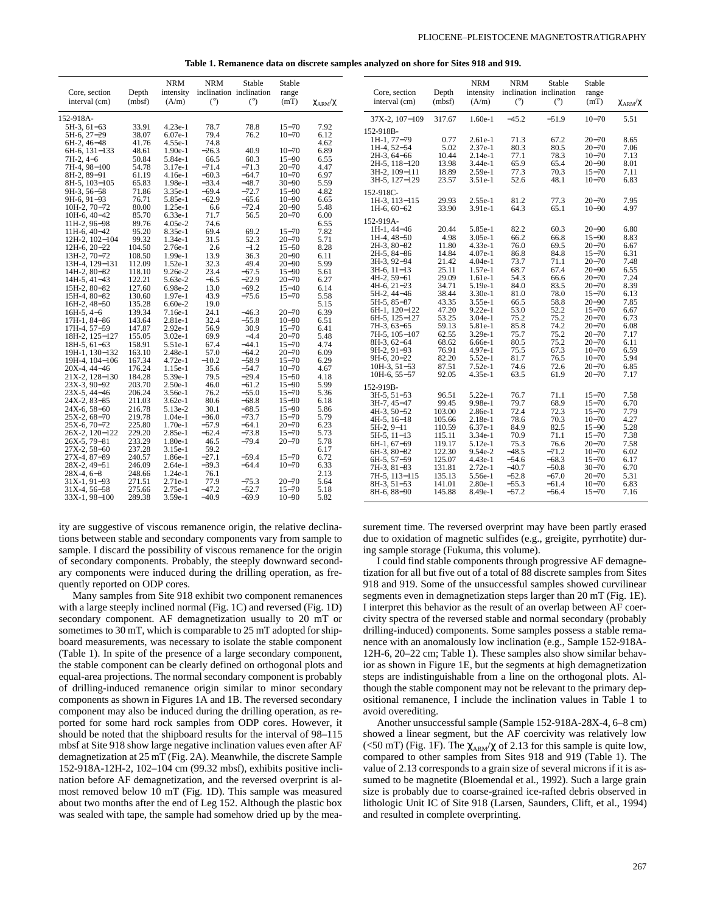**Table 1. Remanence data on discrete samples analyzed on shore for Sites 918 and 919.**

| Core, section interval (cm) | Depth (mbsf) | NRM intensity (A/m) | NRM inclination (°) | Stable inclination (°) | Stable range (mT) | $\chi_{ARM}/\chi$ |
|---|---|---|---|---|---|---|
| 152-918A- | | | | | | |
| 5H-3, 61−63 | 33.91 | 4.23e-1 | 78.7 | 78.8 | 15−70 | 7.92 |
| 5H-6, 27−29 | 38.07 | 6.07e-1 | 79.4 | 76.2 | 10−70 | 6.12 |
| 6H-2, 46−48 | 41.76 | 4.55e-1 | 74.8 | | | 4.62 |
| 6H-6, 131−133 | 48.61 | 1.90e-1 | −26.3 | 40.9 | 10−70 | 6.89 |
| 7H-2, 4−6 | 50.84 | 5.84e-1 | 66.5 | 60.3 | 15−90 | 6.55 |
| 7H-4, 98−100 | 54.78 | 3.17e-1 | −71.4 | −71.3 | 20−70 | 4.47 |
| 8H-2, 89−91 | 61.19 | 4.16e-1 | −60.3 | −64.7 | 10−70 | 6.97 |
| 8H-5, 103−105 | 65.83 | 1.98e-1 | −33.4 | −48.7 | 30−90 | 5.59 |
| 9H-3, 56−58 | 71.86 | 3.35e-1 | −69.4 | −72.7 | 15−90 | 4.82 |
| 9H-6, 91−93 | 76.71 | 5.85e-1 | −62.9 | −65.6 | 10−90 | 6.65 |
| 10H-2, 70−72 | 80.00 | 1.25e-1 | 6.6 | −72.4 | 20−90 | 5.48 |
| 10H-6, 40−42 | 85.70 | 6.33e-1 | 71.7 | 56.5 | 20−70 | 6.00 |
| 11H-2, 96−98 | 89.76 | 4.05e-2 | 74.6 | | | 6.55 |
| 11H-6, 40−42 | 95.20 | 8.35e-1 | 69.4 | 69.2 | 15−70 | 7.82 |
| 12H-2, 102−104 | 99.32 | 1.34e-1 | 31.5 | 52.3 | 20−70 | 5.71 |
| 12H-6, 20−22 | 104.50 | 2.76e-1 | 2.6 | −1.2 | 15−50 | 8.28 |
| 13H-2, 70−72 | 108.50 | 1.99e-1 | 13.9 | 36.3 | 20−90 | 6.11 |
| 13H-4, 129−131 | 112.09 | 1.52e-1 | 32.3 | 49.4 | 20−90 | 5.99 |
| 14H-2, 80−82 | 118.10 | 9.26e-2 | 23.4 | −67.5 | 15−90 | 5.61 |
| 14H-5, 41−43 | 122.21 | 5.63e-2 | −6.5 | −22.9 | 20−70 | 6.27 |
| 15H-2, 80−82 | 127.60 | 6.98e-2 | 13.0 | −69.2 | 15−40 | 6.14 |
| 15H-4, 80−82 | 130.60 | 1.97e-1 | 43.9 | −75.6 | 15−70 | 5.58 |
| 16H-2, 48−50 | 135.28 | 6.60e-2 | 19.0 | | | 5.15 |
| 16H-5, 4−6 | 139.34 | 7.16e-1 | 24.1 | −46.3 | 20−70 | 6.39 |
| 17H-1, 84−86 | 143.64 | 2.81e-1 | 32.4 | −55.8 | 10−90 | 6.51 |
| 17H-4, 57−59 | 147.87 | 2.92e-1 | 56.9 | 30.9 | 15−70 | 6.41 |
| 18H-2, 125−127 | 155.05 | 3.02e-1 | 69.9 | −4.4 | 20−70 | 5.48 |
| 18H-5, 61−63 | 158.91 | 5.51e-1 | 67.4 | −44.1 | 15−70 | 4.74 |
| 19H-1, 130−132 | 163.10 | 2.48e-1 | 57.0 | −64.2 | 20−70 | 6.09 |
| 19H-4, 104−106 | 167.34 | 4.72e-1 | −10.2 | −58.9 | 15−70 | 6.29 |
| 20X-4, 44−46 | 176.24 | 1.15e-1 | 35.6 | −54.7 | 10−70 | 4.67 |
| 21X-2, 128−130 | 184.28 | 5.39e-1 | 79.5 | −29.4 | 15−50 | 4.18 |
| 23X-3, 90−92 | 203.70 | 2.50e-1 | 46.0 | −61.2 | 15−90 | 5.99 |
| 23X-5, 44−46 | 206.24 | 3.56e-1 | 76.2 | −55.0 | 15−70 | 5.36 |
| 24X-2, 83−85 | 211.03 | 3.62e-1 | 80.6 | −68.8 | 15−90 | 6.18 |
| 24X-6, 58−60 | 216.78 | 5.13e-2 | 30.1 | −88.5 | 15−90 | 5.86 |
| 25X-2, 68−70 | 219.78 | 1.04e-1 | −36.0 | −73.7 | 15−70 | 5.79 |
| 25X-6, 70−72 | 225.80 | 1.70e-1 | −57.9 | −64.1 | 20−70 | 6.23 |
| 26X-2, 120−122 | 229.20 | 2.85e-1 | −62.4 | −73.8 | 15−70 | 5.73 |
| 26X-5, 79−81 | 233.29 | 1.80e-1 | 46.5 | −79.4 | 20−70 | 5.78 |
| 27X-2, 58−60 | 237.28 | 3.15e-1 | 59.2 | | | 6.17 |
| 27X-4, 87−89 | 240.57 | 1.86e-1 | −27.1 | −59.4 | 15−70 | 6.72 |
| 28X-2, 49−51 | 246.09 | 2.64e-1 | −39.3 | −64.4 | 10−70 | 6.33 |
| 28X-4, 6−8 | 248.66 | 1.24e-1 | 76.1 | | | 2.13 |
| 31X-1, 91−93 | 271.51 | 2.71e-1 | 77.9 | −75.3 | 20−70 | 5.64 |
| 31X-4, 56−58 | 275.66 | 2.75e-1 | −47.2 | −52.7 | 15−70 | 5.18 |
| 33X-1, 98−100 | 289.38 | 3.59e-1 | −40.9 | −69.9 | 10−90 | 5.82 |
| 37X-2, 107−109 | 317.67 | 1.60e-1 | −45.2 | −51.9 | 10−70 | 5.51 |
| 152-918B- | | | | | | |
| 1H-1, 77−79 | 0.77 | 2.61e-1 | 71.3 | 67.2 | 20−70 | 8.65 |
| 1H-4, 52−54 | 5.02 | 2.37e-1 | 80.3 | 80.5 | 20−70 | 7.06 |
| 2H-3, 64−66 | 10.44 | 2.14e-1 | 77.1 | 78.3 | 10−70 | 7.13 |
| 2H-5, 118−120 | 13.98 | 3.44e-1 | 65.9 | 65.4 | 20−90 | 8.01 |
| 3H-2, 109−111 | 18.89 | 2.59e-1 | 77.3 | 70.3 | 15−70 | 7.11 |
| 3H-5, 127−129 | 23.57 | 3.51e-1 | 52.6 | 48.1 | 10−70 | 6.83 |
| 152-918C- | | | | | | |
| 1H-3, 113−115 | 29.93 | 2.55e-1 | 81.2 | 77.3 | 20−70 | 7.95 |
| 1H-6, 60−62 | 33.90 | 3.91e-1 | 64.3 | 65.1 | 10−90 | 4.97 |
| 152-919A- | | | | | | |
| 1H-1, 44−46 | 20.44 | 5.85e-1 | 82.2 | 60.3 | 20−90 | 6.80 |
| 1H-4, 48−50 | 4.98 | 3.05e-1 | 66.2 | 66.8 | 15−90 | 8.83 |
| 2H-3, 80−82 | 11.80 | 4.33e-1 | 76.0 | 69.5 | 20−70 | 6.67 |
| 2H-5, 84−86 | 14.84 | 4.07e-1 | 86.8 | 84.8 | 15−70 | 6.31 |
| 3H-3, 92−94 | 21.42 | 4.04e-1 | 73.7 | 71.1 | 20−70 | 7.48 |
| 3H-6, 11−13 | 25.11 | 1.57e-1 | 68.7 | 67.4 | 20−90 | 6.55 |
| 4H-2, 59−61 | 29.09 | 1.61e-1 | 54.3 | 66.6 | 20−70 | 7.24 |
| 4H-6, 21−23 | 34.71 | 5.19e-1 | 84.0 | 83.5 | 20−70 | 8.39 |
| 5H-2, 44−46 | 38.44 | 3.30e-1 | 81.0 | 78.0 | 15−70 | 6.13 |
| 5H-5, 85−87 | 43.35 | 3.55e-1 | 66.5 | 58.8 | 20−90 | 7.85 |
| 6H-1, 120−122 | 47.20 | 9.22e-1 | 53.0 | 52.2 | 15−70 | 6.67 |
| 6H-5, 125−127 | 53.25 | 3.04e-1 | 75.2 | 75.2 | 20−70 | 6.73 |
| 7H-3, 63−65 | 59.13 | 5.81e-1 | 85.8 | 74.2 | 20−70 | 6.08 |
| 7H-5, 105−107 | 62.55 | 3.29e-1 | 75.7 | 75.2 | 20−70 | 7.17 |
| 8H-3, 62−64 | 68.62 | 6.66e-1 | 80.5 | 75.2 | 20−70 | 6.11 |
| 9H-2, 91−93 | 76.91 | 4.97e-1 | 75.5 | 67.3 | 10−70 | 6.59 |
| 9H-6, 20−22 | 82.20 | 5.52e-1 | 81.7 | 76.5 | 10−70 | 5.94 |
| 10H-3, 51−53 | 87.51 | 7.52e-1 | 74.6 | 72.6 | 20−70 | 6.85 |
| 10H-6, 55−57 | 92.05 | 4.35e-1 | 63.5 | 61.9 | 20−70 | 7.17 |
| 152-919B- | | | | | | |
| 3H-5, 51−53 | 96.51 | 5.22e-1 | 76.7 | 71.1 | 15−70 | 7.58 |
| 3H-7, 45−47 | 99.45 | 9.98e-1 | 79.7 | 68.9 | 15−70 | 6.70 |
| 4H-3, 50−52 | 103.00 | 2.86e-1 | 72.4 | 72.3 | 15−70 | 7.79 |
| 4H-5, 16−18 | 105.66 | 2.18e-1 | 78.6 | 70.3 | 10−70 | 4.27 |
| 5H-2, 9−11 | 110.59 | 6.37e-1 | 84.9 | 82.5 | 15−90 | 5.28 |
| 5H-5, 11−13 | 115.11 | 3.34e-1 | 70.9 | 71.1 | 15−70 | 7.38 |
| 6H-1, 67−69 | 119.17 | 5.12e-1 | 75.3 | 76.6 | 20−70 | 7.58 |
| 6H-3, 80−82 | 122.30 | 9.54e-2 | −48.5 | −71.2 | 10−70 | 6.02 |
| 6H-5, 57−59 | 125.07 | 4.43e-1 | −54.6 | −68.3 | 15−70 | 6.17 |
| 7H-3, 81−83 | 131.81 | 2.72e-1 | −40.7 | −50.8 | 30−70 | 6.70 |
| 7H-5, 113−115 | 135.13 | 5.56e-1 | −52.8 | −67.0 | 20−70 | 5.31 |
| 8H-3, 51−53 | 141.01 | 2.80e-1 | −55.3 | −61.4 | 10−70 | 6.83 |
| 8H-6, 88−90 | 145.88 | 8.49e-1 | −57.2 | −56.4 | 15−70 | 7.16 |

ity are suggestive of viscous remanence origin, the relative declinations between stable and secondary components vary from sample to sample. I discard the possibility of viscous remanence for the origin of secondary components. Probably, the steeply downward secondary components were induced during the drilling operation, as frequently reported on ODP cores.

Many samples from Site 918 exhibit two component remanences with a large steeply inclined normal (Fig. 1C) and reversed (Fig. 1D) secondary component. AF demagnetization usually to 20 mT or sometimes to 30 mT, which is comparable to 25 mT adopted for shipboard measurements, was necessary to isolate the stable component (Table 1). In spite of the presence of a large secondary component, the stable component can be clearly defined on orthogonal plots and equal-area projections. The normal secondary component is probably of drilling-induced remanence origin similar to minor secondary components as shown in Figures 1A and 1B. The reversed secondary component may also be induced during the drilling operation, as reported for some hard rock samples from ODP cores. However, it should be noted that the shipboard results for the interval of 98–115 mbsf at Site 918 show large negative inclination values even after AF demagnetization at 25 mT (Fig. 2A). Meanwhile, the discrete Sample 152-918A-12H-2, 102–104 cm (99.32 mbsf), exhibits positive inclination before AF demagnetization, and the reversed overprint is almost removed below 10 mT (Fig. 1D). This sample was measured about two months after the end of Leg 152. Although the plastic box was sealed with tape, the sample had somehow dried up by the measurement time. The reversed overprint may have been partly erased due to oxidation of magnetic sulfides (e.g., greigite, pyrrhotite) during sample storage (Fukuma, this volume).

I could find stable components through progressive AF demagnetization for all but five out of a total of 88 discrete samples from Sites 918 and 919. Some of the unsuccessful samples showed curvilinear segments even in demagnetization steps larger than 20 mT (Fig. 1E). I interpret this behavior as the result of an overlap between AF coercivity spectra of the reversed stable and normal secondary (probably drilling-induced) components. Some samples possess a stable remanence with an anomalously low inclination (e.g., Sample 152-918A-12H-6, 20–22 cm; Table 1). These samples also show similar behavior as shown in Figure 1E, but the segments at high demagnetization steps are indistinguishable from a line on the orthogonal plots. Although the stable component may not be relevant to the primary depositional remanence, I include the inclination values in Table 1 to avoid overediting.

Another unsuccessful sample (Sample 152-918A-28X-4, 6–8 cm) showed a linear segment, but the AF coercivity was relatively low (<50 mT) (Fig. 1F). The $\chi_{ARM}/\chi$ of 2.13 for this sample is quite low, compared to other samples from Sites 918 and 919 (Table 1). The value of 2.13 corresponds to a grain size of several microns if it is assumed to be magnetite (Bloemendal et al., 1992). Such a large grain size is probably due to coarse-grained ice-rafted debris observed in lithologic Unit IC of Site 918 (Larsen, Saunders, Clift, et al., 1994) and resulted in complete overprinting.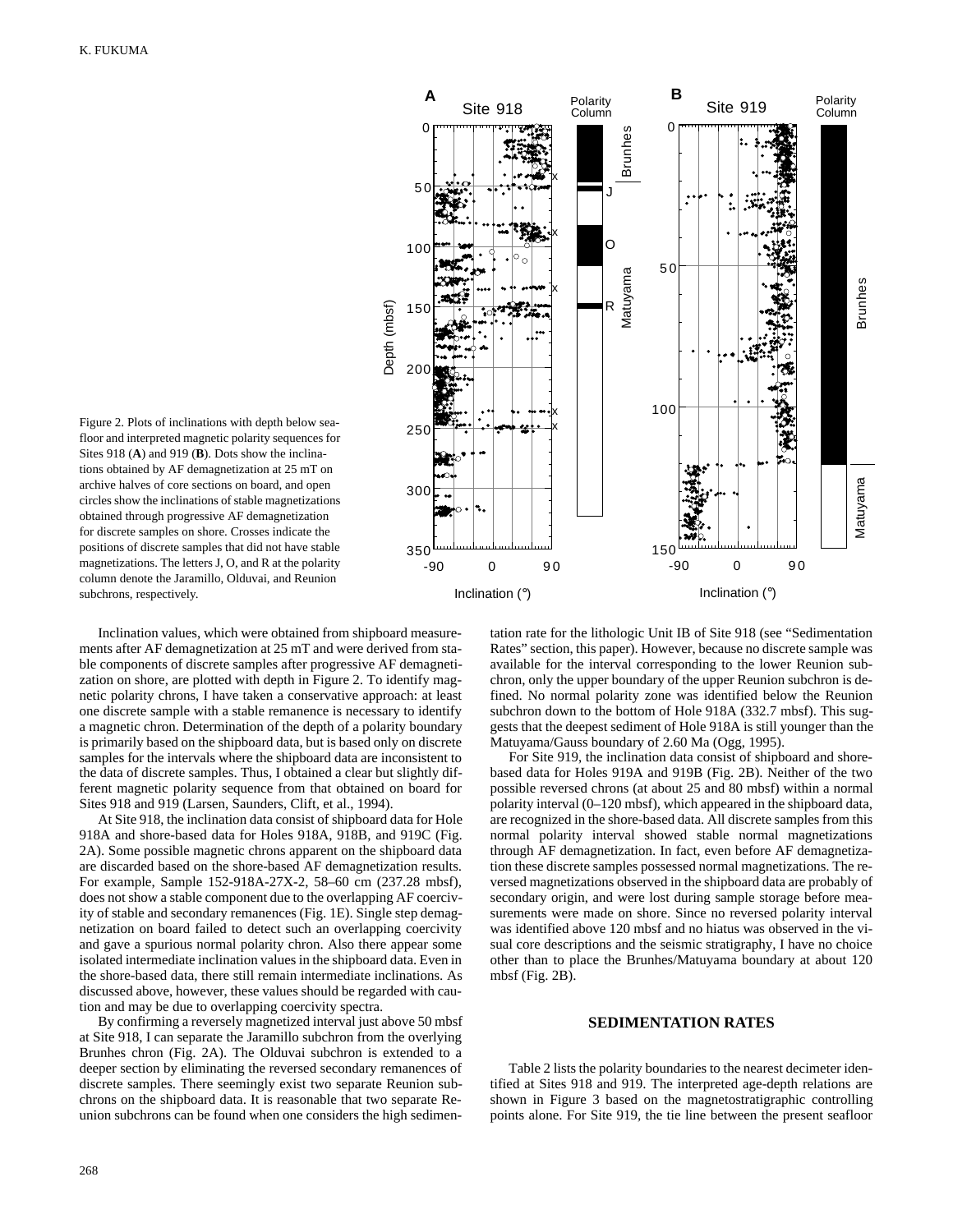Figure 2. Plots of inclinations with depth below seafloor and interpreted magnetic polarity sequences for Sites 918 (**A**) and 919 (**B**). Dots show the inclinations obtained by AF demagnetization at 25 mT on archive halves of core sections on board, and open circles show the inclinations of stable magnetizations obtained through progressive AF demagnetization for discrete samples on shore. Crosses indicate the positions of discrete samples that did not have stable magnetizations. The letters J, O, and R at the polarity column denote the Jaramillo, Olduvai, and Reunion subchrons, respectively.

Inclination values, which were obtained from shipboard measurements after AF demagnetization at 25 mT and were derived from stable components of discrete samples after progressive AF demagnetization on shore, are plotted with depth in Figure 2. To identify magnetic polarity chrons, I have taken a conservative approach: at least one discrete sample with a stable remanence is necessary to identify a magnetic chron. Determination of the depth of a polarity boundary is primarily based on the shipboard data, but is based only on discrete samples for the intervals where the shipboard data are inconsistent to the data of discrete samples. Thus, I obtained a clear but slightly different magnetic polarity sequence from that obtained on board for Sites 918 and 919 (Larsen, Saunders, Clift, et al., 1994).

At Site 918, the inclination data consist of shipboard data for Hole 918A and shore-based data for Holes 918A, 918B, and 919C (Fig. 2A). Some possible magnetic chrons apparent on the shipboard data are discarded based on the shore-based AF demagnetization results. For example, Sample 152-918A-27X-2, 58–60 cm (237.28 mbsf), does not show a stable component due to the overlapping AF coercivity of stable and secondary remanences (Fig. 1E). Single step demagnetization on board failed to detect such an overlapping coercivity and gave a spurious normal polarity chron. Also there appear some isolated intermediate inclination values in the shipboard data. Even in the shore-based data, there still remain intermediate inclinations. As discussed above, however, these values should be regarded with caution and may be due to overlapping coercivity spectra.

By confirming a reversely magnetized interval just above 50 mbsf at Site 918, I can separate the Jaramillo subchron from the overlying Brunhes chron (Fig. 2A). The Olduvai subchron is extended to a deeper section by eliminating the reversed secondary remanences of discrete samples. There seemingly exist two separate Reunion subchrons on the shipboard data. It is reasonable that two separate Reunion subchrons can be found when one considers the high sedimentation rate for the lithologic Unit IB of Site 918 (see "Sedimentation Rates" section, this paper). However, because no discrete sample was available for the interval corresponding to the lower Reunion subchron, only the upper boundary of the upper Reunion subchron is defined. No normal polarity zone was identified below the Reunion subchron down to the bottom of Hole 918A (332.7 mbsf). This suggests that the deepest sediment of Hole 918A is still younger than the Matuyama/Gauss boundary of 2.60 Ma (Ogg, 1995).

For Site 919, the inclination data consist of shipboard and shore-based data for Holes 919A and 919B (Fig. 2B). Neither of the two possible reversed chrons (at about 25 and 80 mbsf) within a normal polarity interval (0–120 mbsf), which appeared in the shipboard data, are recognized in the shore-based data. All discrete samples from this normal polarity interval showed stable normal magnetizations through AF demagnetization. In fact, even before AF demagnetization these discrete samples possessed normal magnetizations. The reversed magnetizations observed in the shipboard data are probably of secondary origin, and were lost during sample storage before measurements were made on shore. Since no reversed polarity interval was identified above 120 mbsf and no hiatus was observed in the visual core descriptions and the seismic stratigraphy, I have no choice other than to place the Brunhes/Matuyama boundary at about 120 mbsf (Fig. 2B).

## SEDIMENTATION RATES

Table 2 lists the polarity boundaries to the nearest decimeter identified at Sites 918 and 919. The interpreted age-depth relations are shown in Figure 3 based on the magnetostratigraphic controlling points alone. For Site 919, the tie line between the present seafloor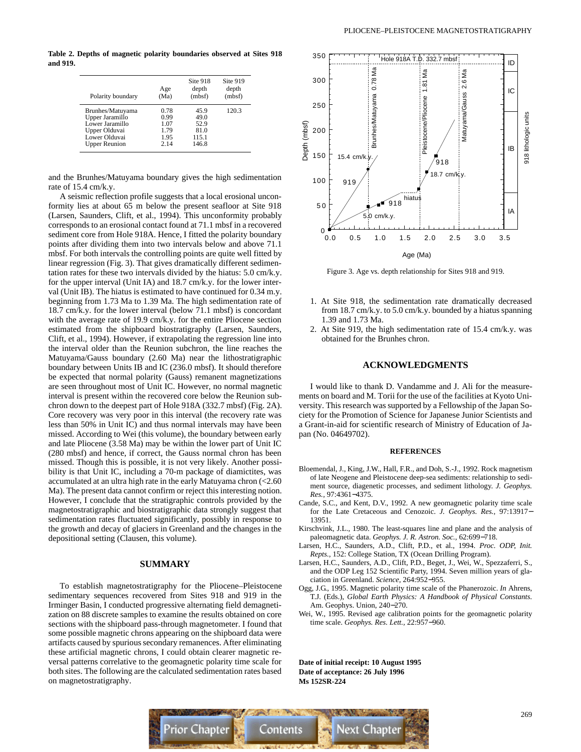**Table 2. Depths of magnetic polarity boundaries observed at Sites 918 and 919.**

| Polarity boundary | Age (Ma) | Site 918 depth (mbsf) | Site 919 depth (mbsf) |
|---|---|---|---|
| Brunhes/Matuyama | 0.78 | 45.9 | 120.3 |
| Upper Jaramillo | 0.99 | 49.0 | |
| Lower Jaramillo | 1.07 | 52.9 | |
| Upper Olduvai | 1.79 | 81.0 | |
| Lower Olduvai | 1.95 | 115.1 | |
| Upper Reunion | 2.14 | 146.8 | |

and the Brunhes/Matuyama boundary gives the high sedimentation rate of 15.4 cm/k.y.

A seismic reflection profile suggests that a local erosional unconformity lies at about 65 m below the present seafloor at Site 918 (Larsen, Saunders, Clift, et al., 1994). This unconformity probably corresponds to an erosional contact found at 71.1 mbsf in a recovered sediment core from Hole 918A. Hence, I fitted the polarity boundary points after dividing them into two intervals below and above 71.1 mbsf. For both intervals the controlling points are quite well fitted by linear regression (Fig. 3). That gives dramatically different sedimentation rates for these two intervals divided by the hiatus: 5.0 cm/k.y. for the upper interval (Unit IA) and 18.7 cm/k.y. for the lower interval (Unit IB). The hiatus is estimated to have continued for 0.34 m.y. beginning from 1.73 Ma to 1.39 Ma. The high sedimentation rate of 18.7 cm/k.y. for the lower interval (below 71.1 mbsf) is concordant with the average rate of 19.9 cm/k.y. for the entire Pliocene section estimated from the shipboard biostratigraphy (Larsen, Saunders, Clift, et al., 1994). However, if extrapolating the regression line into the interval older than the Reunion subchron, the line reaches the Matuyama/Gauss boundary (2.60 Ma) near the lithostratigraphic boundary between Units IB and IC (236.0 mbsf). It should therefore be expected that normal polarity (Gauss) remanent magnetizations are seen throughout most of Unit IC. However, no normal magnetic interval is present within the recovered core below the Reunion subchron down to the deepest part of Hole 918A (332.7 mbsf) (Fig. 2A). Core recovery was very poor in this interval (the recovery rate was less than 50% in Unit IC) and thus normal intervals may have been missed. According to Wei (this volume), the boundary between early and late Pliocene (3.58 Ma) may be within the lower part of Unit IC (280 mbsf) and hence, if correct, the Gauss normal chron has been missed. Though this is possible, it is not very likely. Another possibility is that Unit IC, including a 70-m package of diamictites, was accumulated at an ultra high rate in the early Matuyama chron (<2.60 Ma). The present data cannot confirm or reject this interesting notion. However, I conclude that the stratigraphic controls provided by the magnetostratigraphic and biostratigraphic data strongly suggest that sedimentation rates fluctuated significantly, possibly in response to the growth and decay of glaciers in Greenland and the changes in the depositional setting (Clausen, this volume).

## SUMMARY

To establish magnetostratigraphy for the Pliocene–Pleistocene sedimentary sequences recovered from Sites 918 and 919 in the Irminger Basin, I conducted progressive alternating field demagnetization on 88 discrete samples to examine the results obtained on core sections with the shipboard pass-through magnetometer. I found that some possible magnetic chrons appearing on the shipboard data were artifacts caused by spurious secondary remanences. After eliminating these artificial magnetic chrons, I could obtain clearer magnetic reversal patterns correlative to the geomagnetic polarity time scale for both sites. The following are the calculated sedimentation rates based on magnetostratigraphy.

Hole 918A T.D. 332.7 mbsf
Brunhes/Matuyama 0.78 Ma
Pleistocene/Pliocene 1.81 Ma
Matuyama/Gauss 2.6 Ma
15.4 cm/k.y.
919
918
18.7 cm/k.y.
hiatus
918
5.0 cm/k.y.
ID
IC
IB
IA
918 lithologic units
Depth (mbsf)
0
50
100
150
200
250
300
350
0.0 0.5 1.0 1.5 2.0 2.5 3.0 3.5
Age (Ma)

Figure 3. Age vs. depth relationship for Sites 918 and 919.

1. At Site 918, the sedimentation rate dramatically decreased from 18.7 cm/k.y. to 5.0 cm/k.y. bounded by a hiatus spanning 1.39 and 1.73 Ma.
2. At Site 919, the high sedimentation rate of 15.4 cm/k.y. was obtained for the Brunhes chron.

## ACKNOWLEDGMENTS

I would like to thank D. Vandamme and J. Ali for the measurements on board and M. Torii for the use of the facilities at Kyoto University. This research was supported by a Fellowship of the Japan Society for the Promotion of Science for Japanese Junior Scientists and a Grant-in-aid for scientific research of Ministry of Education of Japan (No. 04649702).

### REFERENCES

Bloemendal, J., King, J.W., Hall, F.R., and Doh, S.-J., 1992. Rock magnetism of late Neogene and Pleistocene deep-sea sediments: relationship to sediment source, diagenetic processes, and sediment lithology. *J. Geophys. Res.,* 97:4361–4375.

Cande, S.C., and Kent, D.V., 1992. A new geomagnetic polarity time scale for the Late Cretaceous and Cenozoic. *J. Geophys. Res.,* 97:13917–13951.

Kirschvink, J.L., 1980. The least-squares line and plane and the analysis of paleomagnetic data. *Geophys. J. R. Astron. Soc.,* 62:699–718.

Larsen, H.C., Saunders, A.D., Clift, P.D., et al., 1994. *Proc. ODP, Init. Repts.,* 152: College Station, TX (Ocean Drilling Program).

Larsen, H.C., Saunders, A.D., Clift, P.D., Beget, J., Wei, W., Spezzaferri, S., and the ODP Leg 152 Scientific Party, 1994. Seven million years of glaciation in Greenland. *Science,* 264:952–955.

Ogg, J.G., 1995. Magnetic polarity time scale of the Phanerozoic. *In* Ahrens, T.J. (Eds.), *Global Earth Physics: A Handbook of Physical Constants.* Am. Geophys. Union, 240–270.

Wei, W., 1995. Revised age calibration points for the geomagnetic polarity time scale. *Geophys. Res. Lett.,* 22:957–960.

**Date of initial receipt: 10 August 1995**
**Date of acceptance: 26 July 1996**
**Ms 152SR-224**